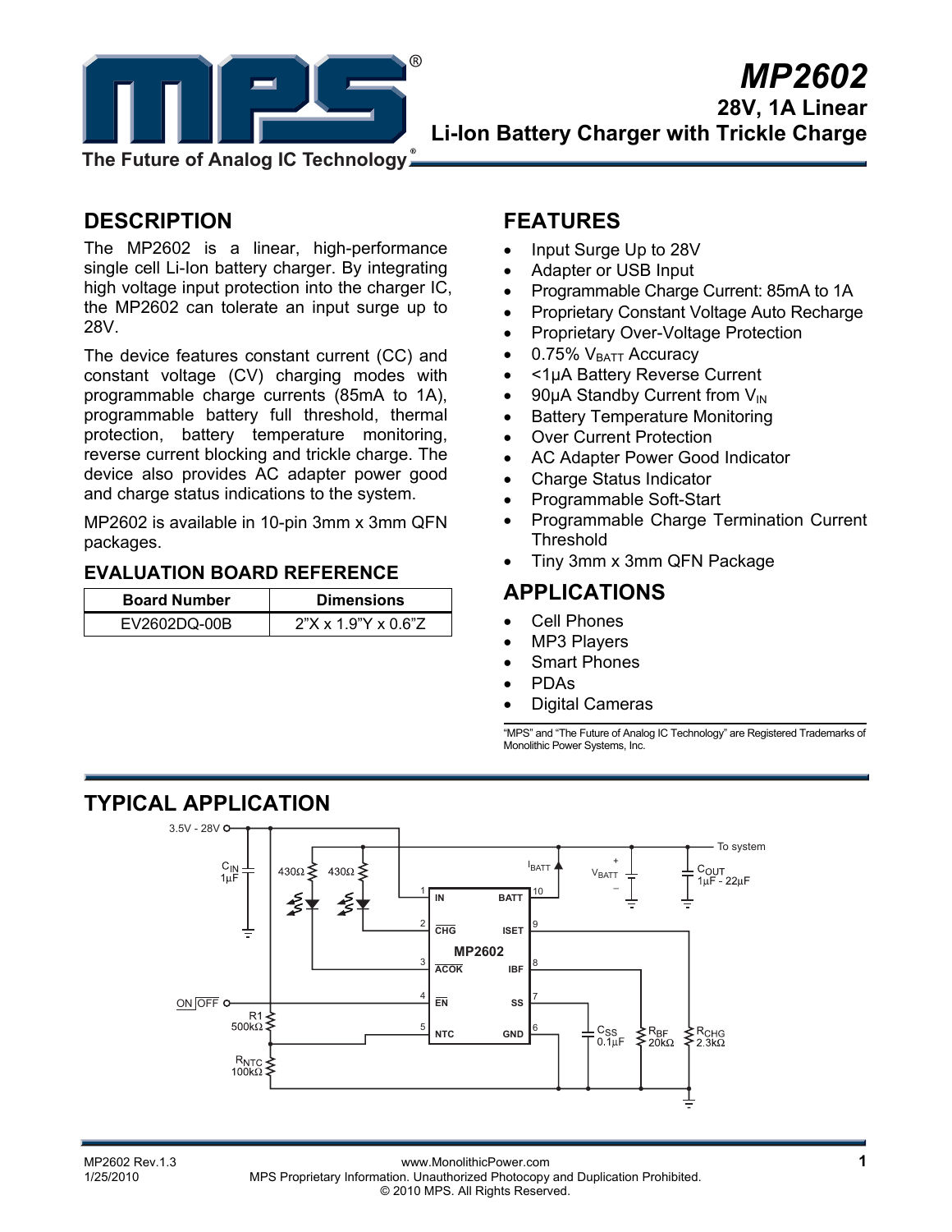# MP2602

## 28V, 1A Linear Li-Ion Battery Charger with Trickle Charge

## DESCRIPTION

The MP2602 is a linear, high-performance single cell Li-Ion battery charger. By integrating high voltage input protection into the charger IC, the MP2602 can tolerate an input surge up to 28V.

The device features constant current (CC) and constant voltage (CV) charging modes with programmable charge currents (85mA to 1A), programmable battery full threshold, thermal protection, battery temperature monitoring, reverse current blocking and trickle charge. The device also provides AC adapter power good and charge status indications to the system.

MP2602 is available in 10-pin 3mm x 3mm QFN packages.

### EVALUATION BOARD REFERENCE

| Board Number | Dimensions |
|---|---|
| EV2602DQ-00B | 2"X x 1.9"Y x 0.6"Z |

## FEATURES

- Input Surge Up to 28V
- Adapter or USB Input
- Programmable Charge Current: 85mA to 1A
- Proprietary Constant Voltage Auto Recharge
- Proprietary Over-Voltage Protection
- 0.75% $V_{BATT}$ Accuracy
- <1µA Battery Reverse Current
- 90µA Standby Current from $V_{IN}$
- Battery Temperature Monitoring
- Over Current Protection
- AC Adapter Power Good Indicator
- Charge Status Indicator
- Programmable Soft-Start
- Programmable Charge Termination Current Threshold
- Tiny 3mm x 3mm QFN Package

## APPLICATIONS

- Cell Phones
- MP3 Players
- Smart Phones
- PDAs
- Digital Cameras

"MPS" and "The Future of Analog IC Technology" are Registered Trademarks of Monolithic Power Systems, Inc.

## TYPICAL APPLICATION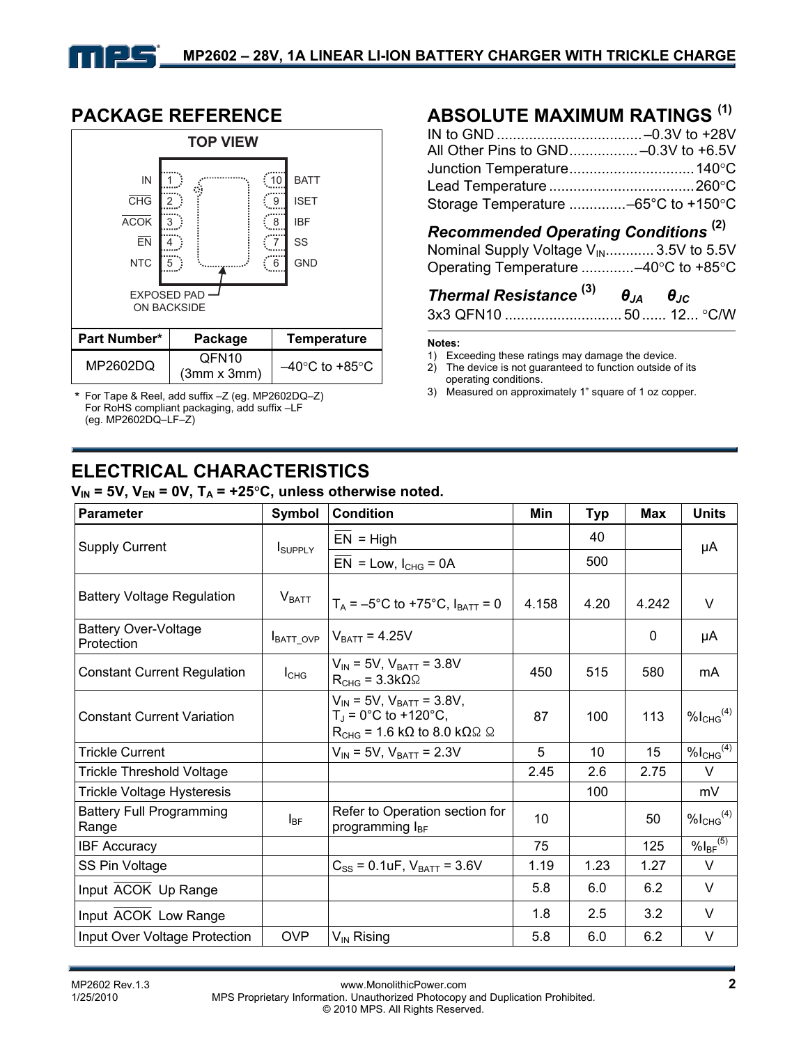## PACKAGE REFERENCE

TOP VIEW

| | Pin | | Pin | |
|---|---|---|---|---|
| IN | 1 | | 10 | BATT |
| $\overline{CHG}$ | 2 | | 9 | ISET |
| $\overline{ACOK}$ | 3 | | 8 | IBF |
| $\overline{EN}$ | 4 | | 7 | SS |
| NTC | 5 | | 6 | GND |

EXPOSED PAD ON BACKSIDE

| Part Number* | Package | Temperature |
|---|---|---|
| MP2602DQ | QFN10 (3mm x 3mm) | –40°C to +85°C |

\* For Tape & Reel, add suffix –Z (eg. MP2602DQ–Z)
For RoHS compliant packaging, add suffix –LF (eg. MP2602DQ–LF–Z)

## ABSOLUTE MAXIMUM RATINGS (1)

IN to GND .................................... –0.3V to +28V
All Other Pins to GND................. –0.3V to +6.5V
Junction Temperature............................... 140°C
Lead Temperature .................................... 260°C
Storage Temperature .............. –65°C to +150°C

### *Recommended Operating Conditions* (2)

Nominal Supply Voltage $V_{IN}$............ 3.5V to 5.5V
Operating Temperature ............. –40°C to +85°C

### *Thermal Resistance* (3) $\theta_{JA}$ $\theta_{JC}$

3x3 QFN10 ............................. 50 ...... 12... °C/W

**Notes:**

1) Exceeding these ratings may damage the device.
2) The device is not guaranteed to function outside of its operating conditions.
3) Measured on approximately 1" square of 1 oz copper.

## ELECTRICAL CHARACTERISTICS

**$V_{IN}$ = 5V, $V_{EN}$ = 0V, $T_A$ = +25°C, unless otherwise noted.**

| Parameter | Symbol | Condition | Min | Typ | Max | Units |
|---|---|---|---|---|---|---|
| Supply Current | $I_{SUPPLY}$ | $\overline{EN}$ = High | | 40 | | μA |
| | | $\overline{EN}$ = Low, $I_{CHG}$ = 0A | | 500 | | |
| Battery Voltage Regulation | $V_{BATT}$ | $T_A$ = –5°C to +75°C, $I_{BATT}$ = 0 | 4.158 | 4.20 | 4.242 | V |
| Battery Over-Voltage Protection | $I_{BATT\_OVP}$ | $V_{BATT}$ = 4.25V | | | 0 | μA |
| Constant Current Regulation | $I_{CHG}$ | $V_{IN}$ = 5V, $V_{BATT}$ = 3.8V $R_{CHG}$ = 3.3kΩΩ | 450 | 515 | 580 | mA |
| Constant Current Variation | | $V_{IN}$ = 5V, $V_{BATT}$ = 3.8V, $T_J$ = 0°C to +120°C, $R_{CHG}$ = 1.6 kΩ to 8.0 kΩΩ Ω | 87 | 100 | 113 | $\%I_{CHG}$ (4) |
| Trickle Current | | $V_{IN}$ = 5V, $V_{BATT}$ = 2.3V | 5 | 10 | 15 | $\%I_{CHG}$ (4) |
| Trickle Threshold Voltage | | | 2.45 | 2.6 | 2.75 | V |
| Trickle Voltage Hysteresis | | | | 100 | | mV |
| Battery Full Programming Range | $I_{BF}$ | Refer to Operation section for programming $I_{BF}$ | 10 | | 50 | $\%I_{CHG}$ (4) |
| IBF Accuracy | | | 75 | | 125 | $\%I_{BF}$ (5) |
| SS Pin Voltage | | $C_{SS}$ = 0.1uF, $V_{BATT}$ = 3.6V | 1.19 | 1.23 | 1.27 | V |
| Input $\overline{ACOK}$ Up Range | | | 5.8 | 6.0 | 6.2 | V |
| Input $\overline{ACOK}$ Low Range | | | 1.8 | 2.5 | 3.2 | V |
| Input Over Voltage Protection | OVP | $V_{IN}$ Rising | 5.8 | 6.0 | 6.2 | V |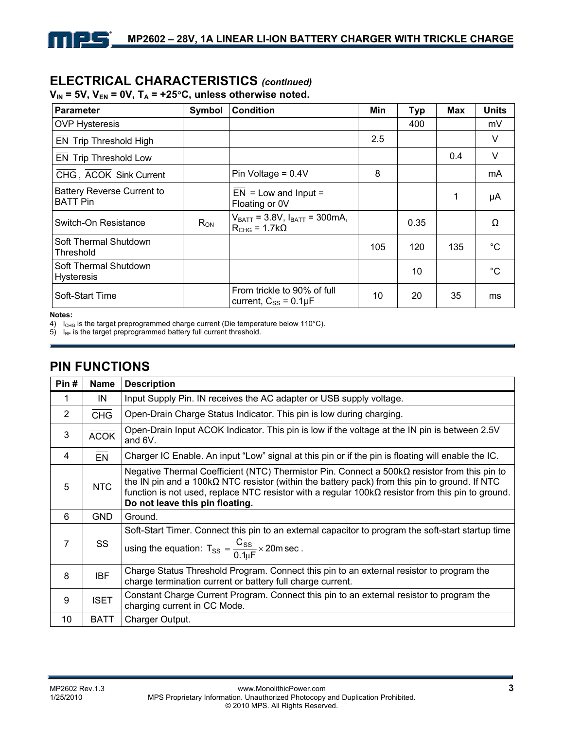## ELECTRICAL CHARACTERISTICS *(continued)*

**$V_{IN}$ = 5V, $V_{EN}$ = 0V, $T_A$ = +25°C, unless otherwise noted.**

| Parameter | Symbol | Condition | Min | Typ | Max | Units |
|---|---|---|---|---|---|---|
| OVP Hysteresis | | | | 400 | | mV |
| $\overline{EN}$ Trip Threshold High | | | 2.5 | | | V |
| $\overline{EN}$ Trip Threshold Low | | | | | 0.4 | V |
| $\overline{CHG}$, $\overline{ACOK}$ Sink Current | | Pin Voltage = 0.4V | 8 | | | mA |
| Battery Reverse Current to BATT Pin | | $\overline{EN}$ = Low and Input = Floating or 0V | | | 1 | µA |
| Switch-On Resistance | $R_{ON}$ | $V_{BATT}$ = 3.8V, $I_{BATT}$ = 300mA, $R_{CHG}$ = 1.7kΩ | | 0.35 | | Ω |
| Soft Thermal Shutdown Threshold | | | 105 | 120 | 135 | °C |
| Soft Thermal Shutdown Hysteresis | | | | 10 | | °C |
| Soft-Start Time | | From trickle to 90% of full current, $C_{SS}$ = 0.1µF | 10 | 20 | 35 | ms |

**Notes:**

4) $I_{CHG}$ is the target preprogrammed charge current (Die temperature below 110°C).

5) $I_{BF}$ is the target preprogrammed battery full current threshold.

## PIN FUNCTIONS

| Pin # | Name | Description |
|---|---|---|
| 1 | IN | Input Supply Pin. IN receives the AC adapter or USB supply voltage. |
| 2 | $\overline{CHG}$ | Open-Drain Charge Status Indicator. This pin is low during charging. |
| 3 | $\overline{ACOK}$ | Open-Drain Input ACOK Indicator. This pin is low if the voltage at the IN pin is between 2.5V and 6V. |
| 4 | $\overline{EN}$ | Charger IC Enable. An input "Low" signal at this pin or if the pin is floating will enable the IC. |
| 5 | NTC | Negative Thermal Coefficient (NTC) Thermistor Pin. Connect a 500kΩ resistor from this pin to the IN pin and a 100kΩ NTC resistor (within the battery pack) from this pin to ground. If NTC function is not used, replace NTC resistor with a regular 100kΩ resistor from this pin to ground. **Do not leave this pin floating.** |
| 6 | GND | Ground. |
| 7 | SS | Soft-Start Timer. Connect this pin to an external capacitor to program the soft-start startup time using the equation: $T_{SS} = \frac{C_{SS}}{0.1\mu F} \times 20m\sec$. |
| 8 | IBF | Charge Status Threshold Program. Connect this pin to an external resistor to program the charge termination current or battery full charge current. |
| 9 | ISET | Constant Charge Current Program. Connect this pin to an external resistor to program the charging current in CC Mode. |
| 10 | BATT | Charger Output. |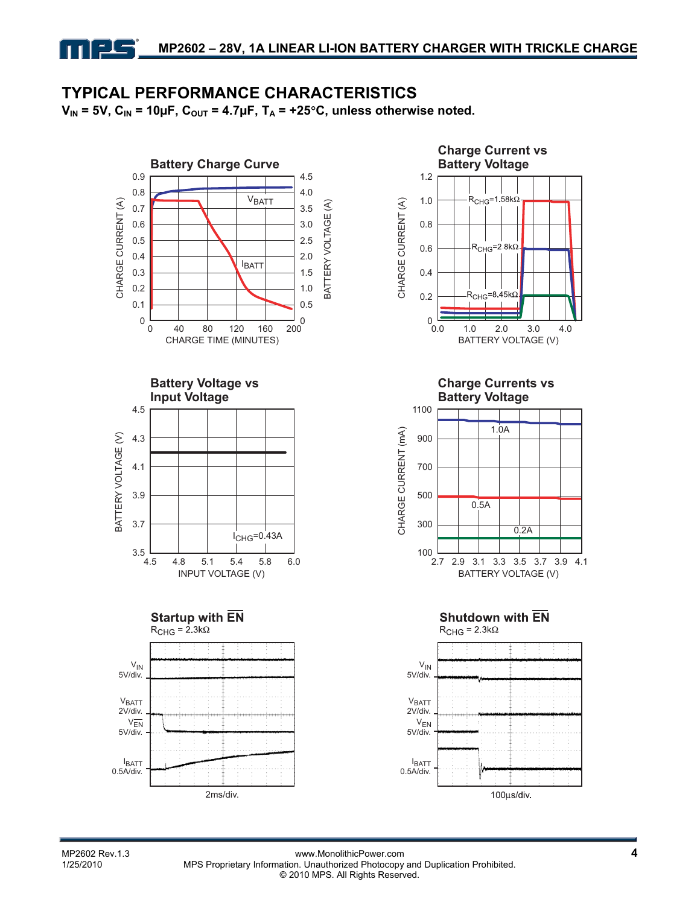## TYPICAL PERFORMANCE CHARACTERISTICS

**$V_{IN}$ = 5V, $C_{IN}$ = 10µF, $C_{OUT}$ = 4.7µF, $T_A$ = +25°C, unless otherwise noted.**

**Battery Charge Curve**

CHARGE CURRENT (A) / BATTERY VOLTAGE (A) vs CHARGE TIME (MINUTES); curves: $V_{BATT}$, $I_{BATT}$

**Charge Current vs Battery Voltage**

CHARGE CURRENT (A) vs BATTERY VOLTAGE (V); $R_{CHG}$=1.58kΩ, $R_{CHG}$=2.8kΩ, $R_{CHG}$=8.45kΩ

**Battery Voltage vs Input Voltage**

BATTERY VOLTAGE (V) vs INPUT VOLTAGE (V); $I_{CHG}$=0.43A

**Charge Currents vs Battery Voltage**

CHARGE CURRENT (mA) vs BATTERY VOLTAGE (V); 1.0A, 0.5A, 0.2A

**Startup with $\overline{EN}$**

$R_{CHG}$ = 2.3kΩ

$V_{IN}$ 5V/div., $V_{BATT}$ 2V/div., $V_{\overline{EN}}$ 5V/div., $I_{BATT}$ 0.5A/div., 2ms/div.

**Shutdown with $\overline{EN}$**

$R_{CHG}$ = 2.3kΩ

$V_{IN}$ 5V/div., $V_{BATT}$ 2V/div., $V_{\overline{EN}}$ 5V/div., $I_{BATT}$ 0.5A/div., 100µs/div.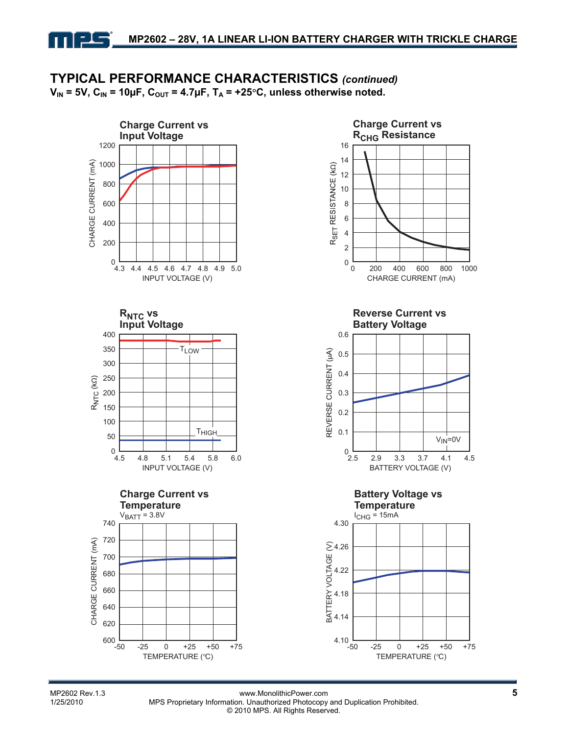## TYPICAL PERFORMANCE CHARACTERISTICS *(continued)*

**$V_{IN}$ = 5V, $C_{IN}$ = 10µF, $C_{OUT}$ = 4.7µF, $T_A$ = +25°C, unless otherwise noted.**

**Charge Current vs Input Voltage**

**Charge Current vs $R_{CHG}$ Resistance**

**$R_{NTC}$ vs Input Voltage**

**Reverse Current vs Battery Voltage**

**Charge Current vs Temperature**
$V_{BATT}$ = 3.8V

**Battery Voltage vs Temperature**
$I_{CHG}$ = 15mA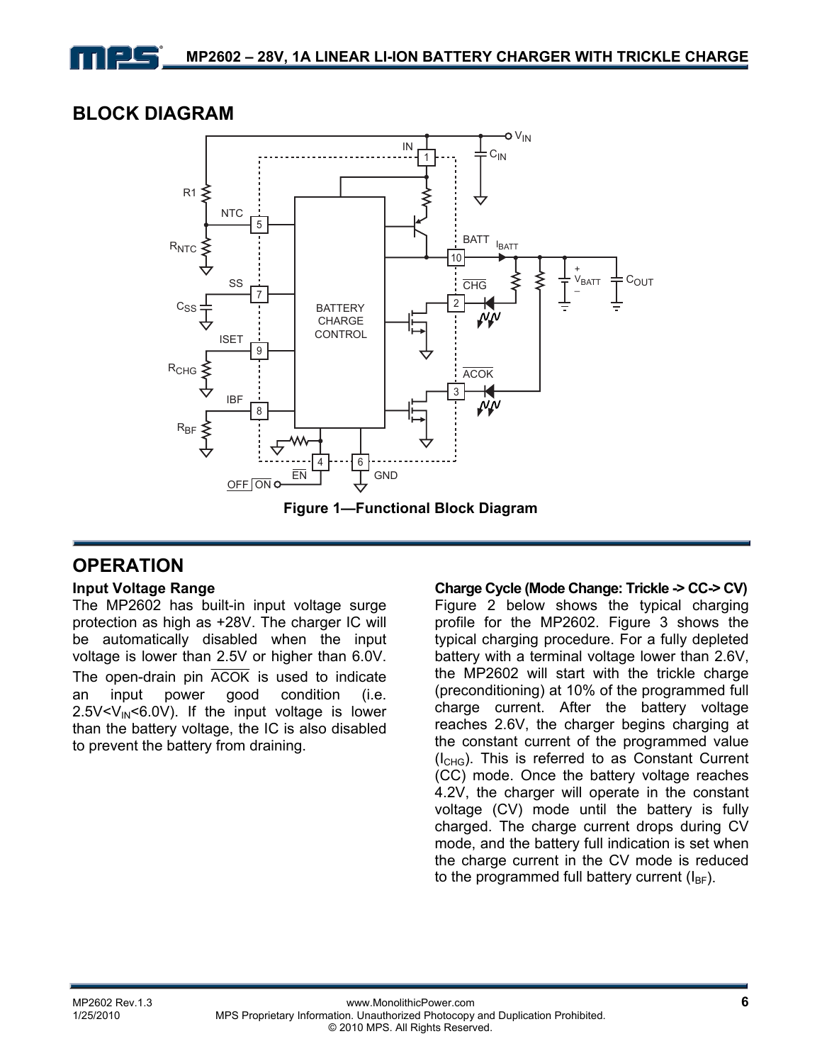## BLOCK DIAGRAM

Figure 1—Functional Block Diagram

## OPERATION

### Input Voltage Range

The MP2602 has built-in input voltage surge protection as high as +28V. The charger IC will be automatically disabled when the input voltage is lower than 2.5V or higher than 6.0V. The open-drain pin $\overline{ACOK}$ is used to indicate an input power good condition (i.e. $2.5V<V_{IN}<6.0V$). If the input voltage is lower than the battery voltage, the IC is also disabled to prevent the battery from draining.

### Charge Cycle (Mode Change: Trickle -> CC-> CV)

Figure 2 below shows the typical charging profile for the MP2602. Figure 3 shows the typical charging procedure. For a fully depleted battery with a terminal voltage lower than 2.6V, the MP2602 will start with the trickle charge (preconditioning) at 10% of the programmed full charge current. After the battery voltage reaches 2.6V, the charger begins charging at the constant current of the programmed value ($I_{CHG}$). This is referred to as Constant Current (CC) mode. Once the battery voltage reaches 4.2V, the charger will operate in the constant voltage (CV) mode until the battery is fully charged. The charge current drops during CV mode, and the battery full indication is set when the charge current in the CV mode is reduced to the programmed full battery current ($I_{BF}$).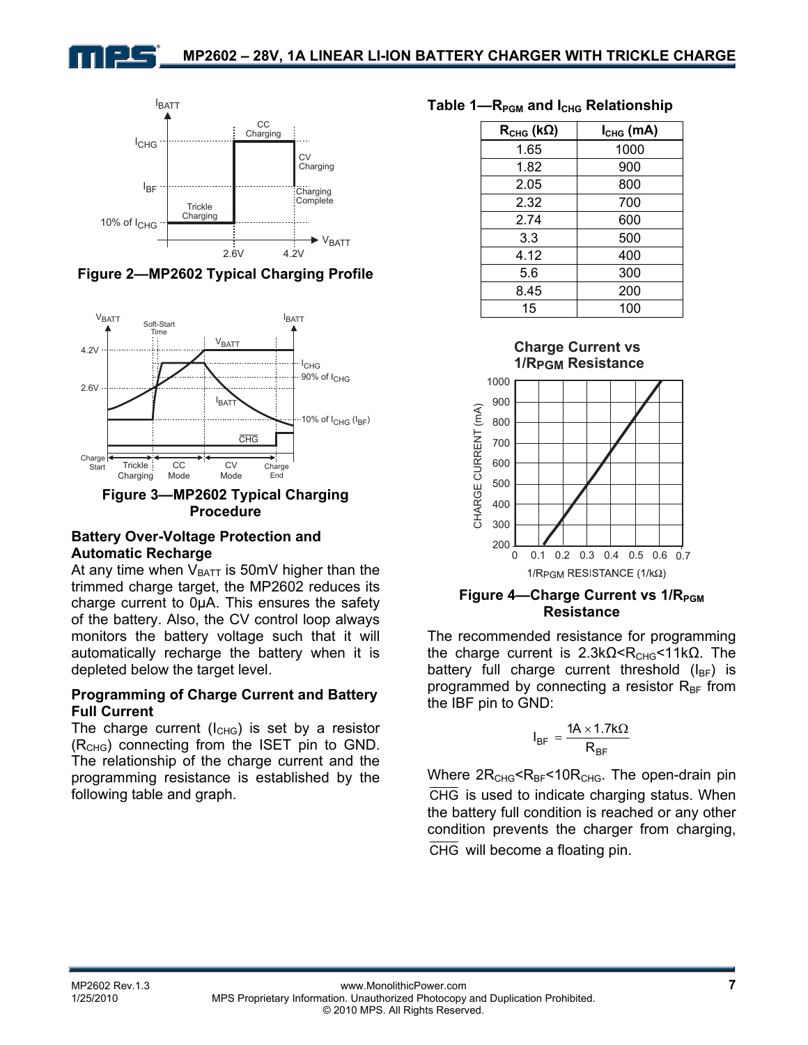Figure 2—MP2602 Typical Charging Profile

Figure 3—MP2602 Typical Charging Procedure

### Battery Over-Voltage Protection and Automatic Recharge

At any time when $V_{BATT}$ is 50mV higher than the trimmed charge target, the MP2602 reduces its charge current to 0μA. This ensures the safety of the battery. Also, the CV control loop always monitors the battery voltage such that it will automatically recharge the battery when it is depleted below the target level.

### Programming of Charge Current and Battery Full Current

The charge current ($I_{CHG}$) is set by a resistor ($R_{CHG}$) connecting from the ISET pin to GND. The relationship of the charge current and the programming resistance is established by the following table and graph.

**Table 1—$R_{PGM}$ and $I_{CHG}$ Relationship**

| $R_{CHG}$ (kΩ) | $I_{CHG}$ (mA) |
|---|---|
| 1.65 | 1000 |
| 1.82 | 900 |
| 2.05 | 800 |
| 2.32 | 700 |
| 2.74 | 600 |
| 3.3 | 500 |
| 4.12 | 400 |
| 5.6 | 300 |
| 8.45 | 200 |
| 15 | 100 |

Figure 4—Charge Current vs $1/R_{PGM}$ Resistance

The recommended resistance for programming the charge current is $2.3k\Omega < R_{CHG} < 11k\Omega$. The battery full charge current threshold ($I_{BF}$) is programmed by connecting a resistor $R_{BF}$ from the IBF pin to GND:

$$I_{BF} = \frac{1A \times 1.7k\Omega}{R_{BF}}$$

Where $2R_{CHG} < R_{BF} < 10R_{CHG}$. The open-drain pin $\overline{CHG}$ is used to indicate charging status. When the battery full condition is reached or any other condition prevents the charger from charging, $\overline{CHG}$ will become a floating pin.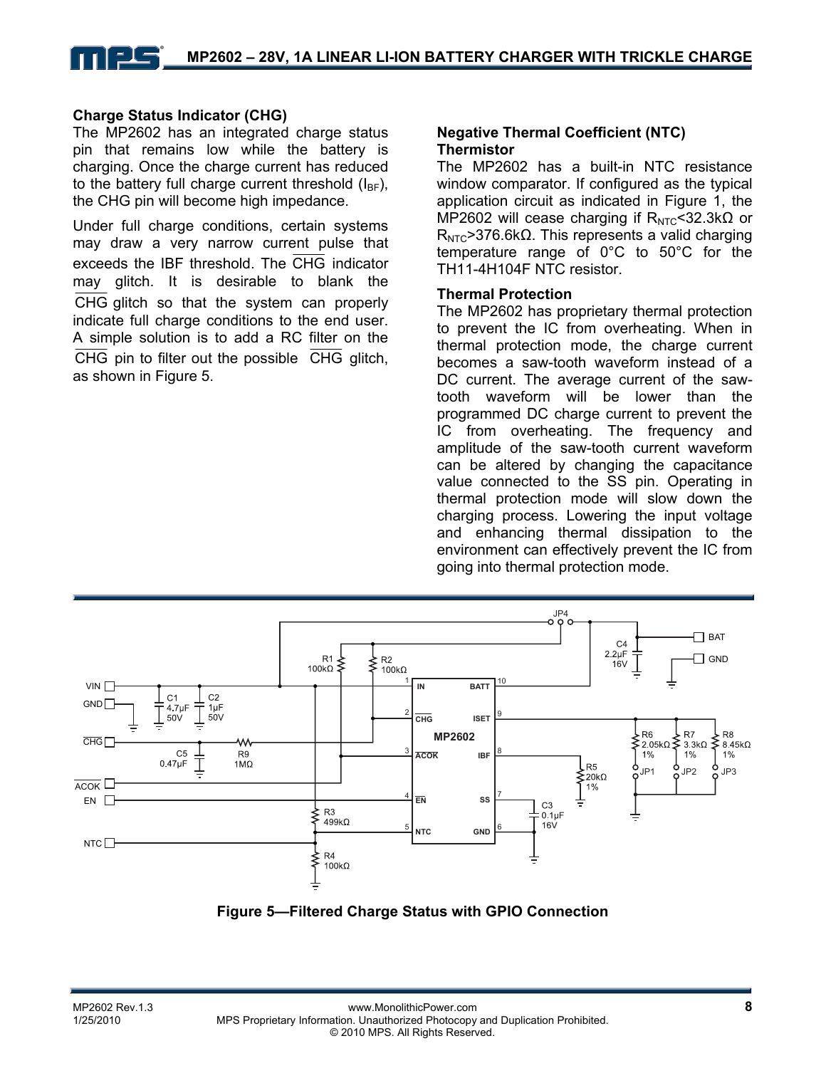### Charge Status Indicator (CHG)

The MP2602 has an integrated charge status pin that remains low while the battery is charging. Once the charge current has reduced to the battery full charge current threshold ($I_{BF}$), the CHG pin will become high impedance.

Under full charge conditions, certain systems may draw a very narrow current pulse that exceeds the IBF threshold. The $\overline{CHG}$ indicator may glitch. It is desirable to blank the $\overline{CHG}$ glitch so that the system can properly indicate full charge conditions to the end user. A simple solution is to add a RC filter on the $\overline{CHG}$ pin to filter out the possible $\overline{CHG}$ glitch, as shown in Figure 5.

### Negative Thermal Coefficient (NTC) Thermistor

The MP2602 has a built-in NTC resistance window comparator. If configured as the typical application circuit as indicated in Figure 1, the MP2602 will cease charging if $R_{NTC}$<32.3kΩ or $R_{NTC}$>376.6kΩ. This represents a valid charging temperature range of 0°C to 50°C for the TH11-4H104F NTC resistor.

### Thermal Protection

The MP2602 has proprietary thermal protection to prevent the IC from overheating. When in thermal protection mode, the charge current becomes a saw-tooth waveform instead of a DC current. The average current of the saw-tooth waveform will be lower than the programmed DC charge current to prevent the IC from overheating. The frequency and amplitude of the saw-tooth current waveform can be altered by changing the capacitance value connected to the SS pin. Operating in thermal protection mode will slow down the charging process. Lowering the input voltage and enhancing thermal dissipation to the environment can effectively prevent the IC from going into thermal protection mode.

**Figure 5—Filtered Charge Status with GPIO Connection**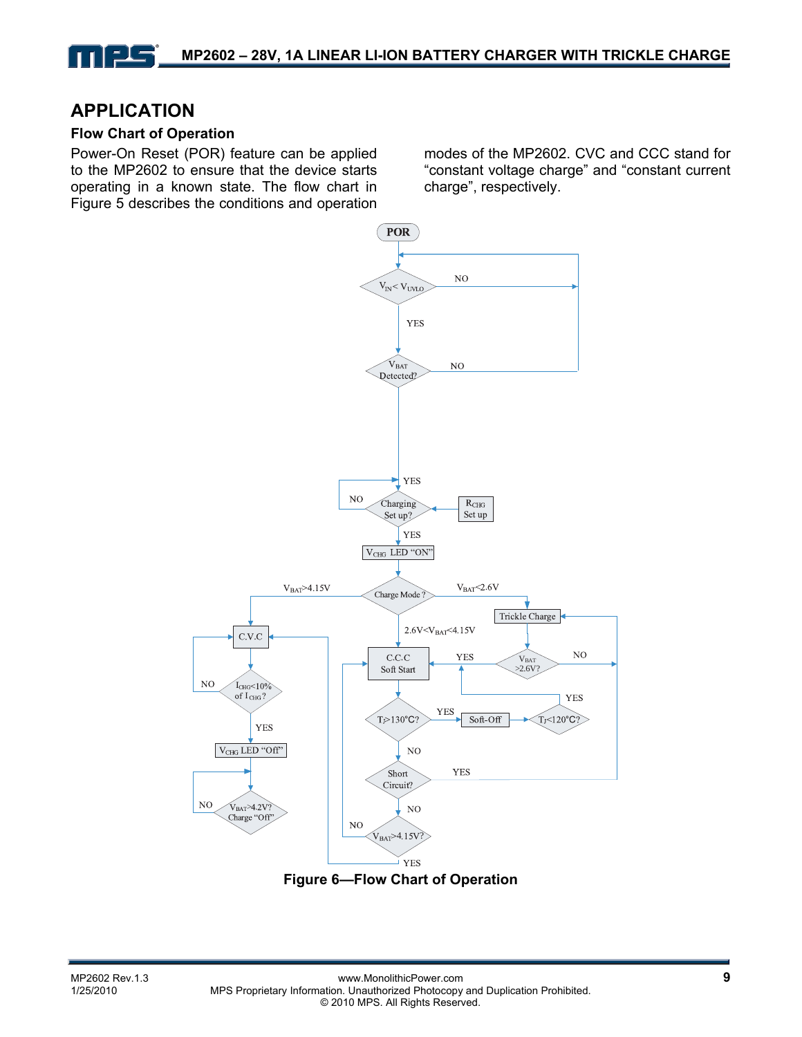## APPLICATION

### Flow Chart of Operation

Power-On Reset (POR) feature can be applied to the MP2602 to ensure that the device starts operating in a known state. The flow chart in Figure 5 describes the conditions and operation modes of the MP2602. CVC and CCC stand for "constant voltage charge" and "constant current charge", respectively.

**Figure 6—Flow Chart of Operation**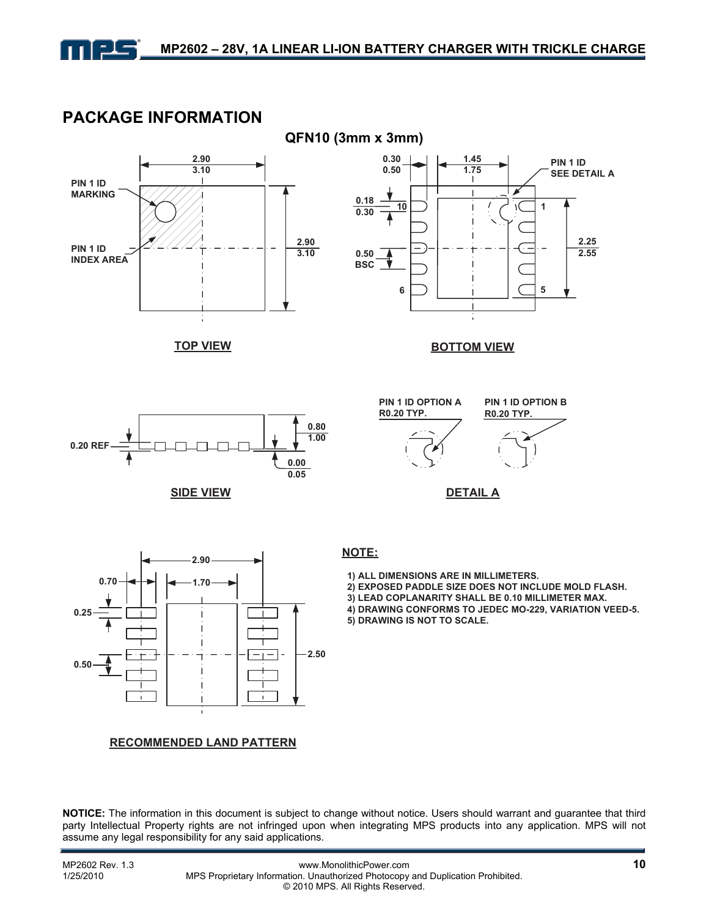## PACKAGE INFORMATION

### QFN10 (3mm x 3mm)

PIN 1 ID MARKING

PIN 1 ID INDEX AREA

2.90
3.10

2.90
3.10

**TOP VIEW**

0.30
0.50

1.45
1.75

PIN 1 ID
SEE DETAIL A

0.18
0.30

10

1

0.50
BSC

6

5

2.25
2.55

**BOTTOM VIEW**

0.20 REF

0.80
1.00

0.00
0.05

**SIDE VIEW**

PIN 1 ID OPTION A
R0.20 TYP.

PIN 1 ID OPTION B
R0.20 TYP.

**DETAIL A**

2.90

0.70

1.70

0.25

0.50

2.50

**RECOMMENDED LAND PATTERN**

**NOTE:**

1) ALL DIMENSIONS ARE IN MILLIMETERS.
2) EXPOSED PADDLE SIZE DOES NOT INCLUDE MOLD FLASH.
3) LEAD COPLANARITY SHALL BE 0.10 MILLIMETER MAX.
4) DRAWING CONFORMS TO JEDEC MO-229, VARIATION VEED-5.
5) DRAWING IS NOT TO SCALE.

**NOTICE:** The information in this document is subject to change without notice. Users should warrant and guarantee that third party Intellectual Property rights are not infringed upon when integrating MPS products into any application. MPS will not assume any legal responsibility for any said applications.